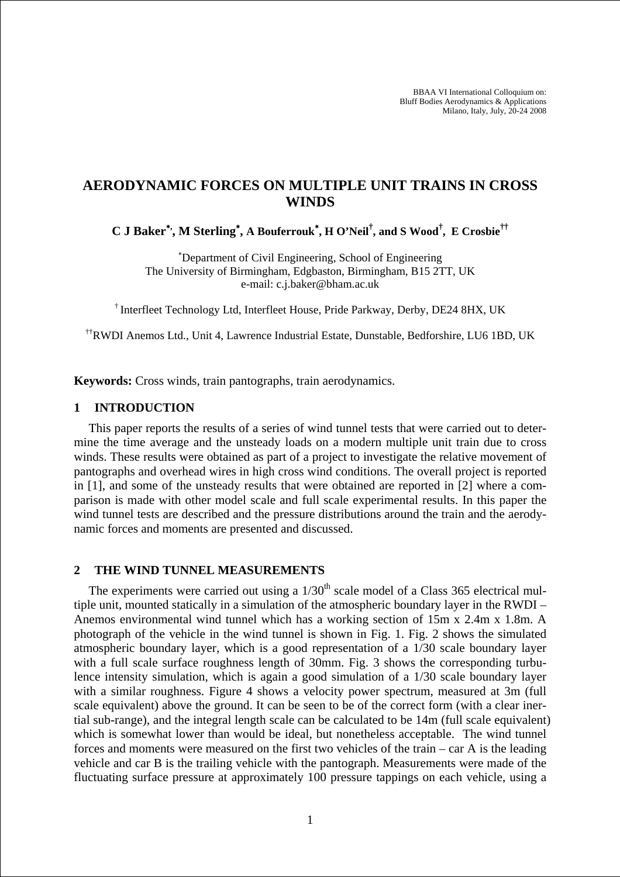BBAA VI International Colloquium on:
Bluff Bodies Aerodynamics & Applications
Milano, Italy, July, 20-24 2008

# AERODYNAMIC FORCES ON MULTIPLE UNIT TRAINS IN CROSS WINDS

**C J Baker\*, M Sterling\*, A Bouferrouk\*, H O'Neil†, and S Wood†, E Crosbie††**

\*Department of Civil Engineering, School of Engineering
The University of Birmingham, Edgbaston, Birmingham, B15 2TT, UK
e-mail: c.j.baker@bham.ac.uk

† Interfleet Technology Ltd, Interfleet House, Pride Parkway, Derby, DE24 8HX, UK

††RWDI Anemos Ltd., Unit 4, Lawrence Industrial Estate, Dunstable, Bedforshire, LU6 1BD, UK

**Keywords:** Cross winds, train pantographs, train aerodynamics.

## 1 INTRODUCTION

This paper reports the results of a series of wind tunnel tests that were carried out to determine the time average and the unsteady loads on a modern multiple unit train due to cross winds. These results were obtained as part of a project to investigate the relative movement of pantographs and overhead wires in high cross wind conditions. The overall project is reported in [1], and some of the unsteady results that were obtained are reported in [2] where a comparison is made with other model scale and full scale experimental results. In this paper the wind tunnel tests are described and the pressure distributions around the train and the aerodynamic forces and moments are presented and discussed.

## 2 THE WIND TUNNEL MEASUREMENTS

The experiments were carried out using a $1/30^{th}$ scale model of a Class 365 electrical multiple unit, mounted statically in a simulation of the atmospheric boundary layer in the RWDI – Anemos environmental wind tunnel which has a working section of 15m x 2.4m x 1.8m. A photograph of the vehicle in the wind tunnel is shown in Fig. 1. Fig. 2 shows the simulated atmospheric boundary layer, which is a good representation of a 1/30 scale boundary layer with a full scale surface roughness length of 30mm. Fig. 3 shows the corresponding turbulence intensity simulation, which is again a good simulation of a 1/30 scale boundary layer with a similar roughness. Figure 4 shows a velocity power spectrum, measured at 3m (full scale equivalent) above the ground. It can be seen to be of the correct form (with a clear inertial sub-range), and the integral length scale can be calculated to be 14m (full scale equivalent) which is somewhat lower than would be ideal, but nonetheless acceptable. The wind tunnel forces and moments were measured on the first two vehicles of the train – car A is the leading vehicle and car B is the trailing vehicle with the pantograph. Measurements were made of the fluctuating surface pressure at approximately 100 pressure tappings on each vehicle, using a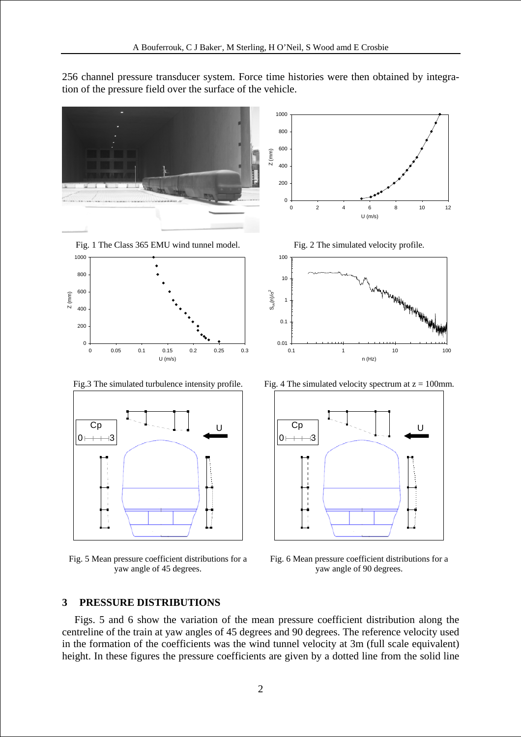256 channel pressure transducer system. Force time histories were then obtained by integration of the pressure field over the surface of the vehicle.

Fig. 1 The Class 365 EMU wind tunnel model.

Fig. 2 The simulated velocity profile.

Fig.3 The simulated turbulence intensity profile.

Fig. 4 The simulated velocity spectrum at z = 100mm.

Fig. 5 Mean pressure coefficient distributions for a yaw angle of 45 degrees.

Fig. 6 Mean pressure coefficient distributions for a yaw angle of 90 degrees.

## 3 PRESSURE DISTRIBUTIONS

Figs. 5 and 6 show the variation of the mean pressure coefficient distribution along the centreline of the train at yaw angles of 45 degrees and 90 degrees. The reference velocity used in the formation of the coefficients was the wind tunnel velocity at 3m (full scale equivalent) height. In these figures the pressure coefficients are given by a dotted line from the solid line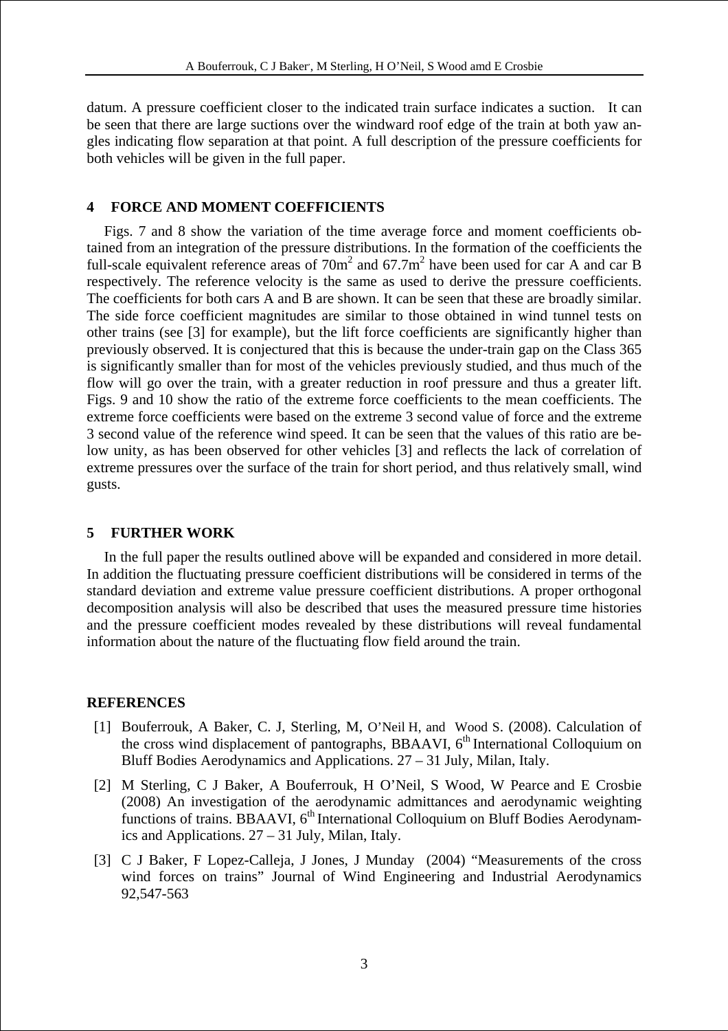datum. A pressure coefficient closer to the indicated train surface indicates a suction. It can be seen that there are large suctions over the windward roof edge of the train at both yaw angles indicating flow separation at that point. A full description of the pressure coefficients for both vehicles will be given in the full paper.

## 4 FORCE AND MOMENT COEFFICIENTS

Figs. 7 and 8 show the variation of the time average force and moment coefficients obtained from an integration of the pressure distributions. In the formation of the coefficients the full-scale equivalent reference areas of $70m^2$ and $67.7m^2$ have been used for car A and car B respectively. The reference velocity is the same as used to derive the pressure coefficients. The coefficients for both cars A and B are shown. It can be seen that these are broadly similar. The side force coefficient magnitudes are similar to those obtained in wind tunnel tests on other trains (see [3] for example), but the lift force coefficients are significantly higher than previously observed. It is conjectured that this is because the under-train gap on the Class 365 is significantly smaller than for most of the vehicles previously studied, and thus much of the flow will go over the train, with a greater reduction in roof pressure and thus a greater lift. Figs. 9 and 10 show the ratio of the extreme force coefficients to the mean coefficients. The extreme force coefficients were based on the extreme 3 second value of force and the extreme 3 second value of the reference wind speed. It can be seen that the values of this ratio are below unity, as has been observed for other vehicles [3] and reflects the lack of correlation of extreme pressures over the surface of the train for short period, and thus relatively small, wind gusts.

## 5 FURTHER WORK

In the full paper the results outlined above will be expanded and considered in more detail. In addition the fluctuating pressure coefficient distributions will be considered in terms of the standard deviation and extreme value pressure coefficient distributions. A proper orthogonal decomposition analysis will also be described that uses the measured pressure time histories and the pressure coefficient modes revealed by these distributions will reveal fundamental information about the nature of the fluctuating flow field around the train.

## REFERENCES

[1] Bouferrouk, A Baker, C. J, Sterling, M, O'Neil H, and Wood S. (2008). Calculation of the cross wind displacement of pantographs, BBAAVI, 6th International Colloquium on Bluff Bodies Aerodynamics and Applications. 27 – 31 July, Milan, Italy.

[2] M Sterling, C J Baker, A Bouferrouk, H O'Neil, S Wood, W Pearce and E Crosbie (2008) An investigation of the aerodynamic admittances and aerodynamic weighting functions of trains. BBAAVI, 6th International Colloquium on Bluff Bodies Aerodynamics and Applications. 27 – 31 July, Milan, Italy.

[3] C J Baker, F Lopez-Calleja, J Jones, J Munday (2004) "Measurements of the cross wind forces on trains" Journal of Wind Engineering and Industrial Aerodynamics 92,547-563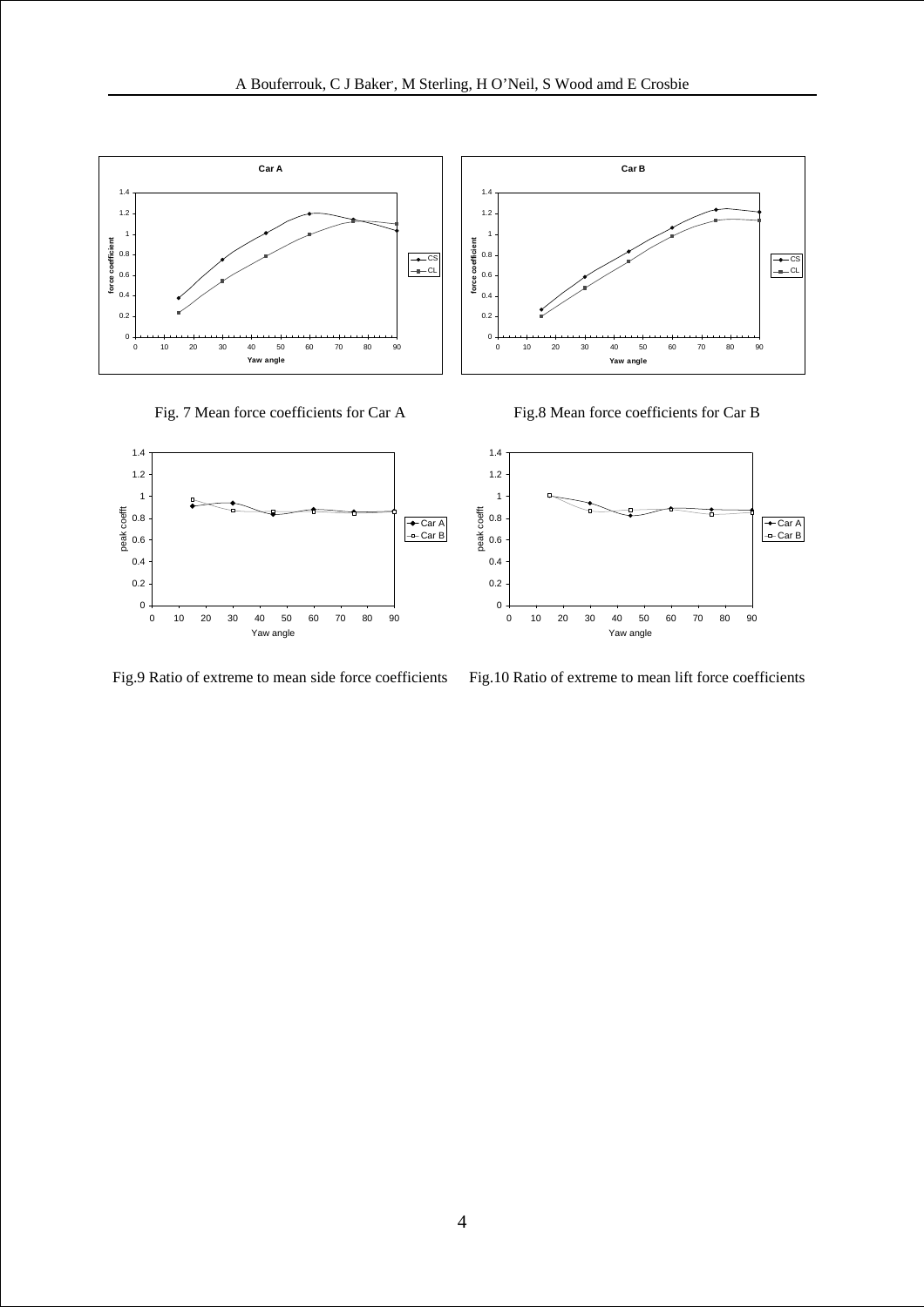Car A

1.4
1.2
1
0.8
0.6
0.4
0.2
0

force coefficient

0 10 20 30 40 50 60 70 80 90

Yaw angle

CS
CL

Car B

1.4
1.2
1
0.8
0.6
0.4
0.2
0

force coefficient

0 10 20 30 40 50 60 70 80 90

Yaw angle

CS
CL

Fig. 7 Mean force coefficients for Car A

Fig.8 Mean force coefficients for Car B

1.4
1.2
1
0.8
0.6
0.4
0.2
0

peak coefft

0 10 20 30 40 50 60 70 80 90

Yaw angle

Car A
Car B

1.4
1.2
1
0.8
0.6
0.4
0.2
0

peak coefft

0 10 20 30 40 50 60 70 80 90

Yaw angle

Car A
Car B

Fig.9 Ratio of extreme to mean side force coefficients

Fig.10 Ratio of extreme to mean lift force coefficients